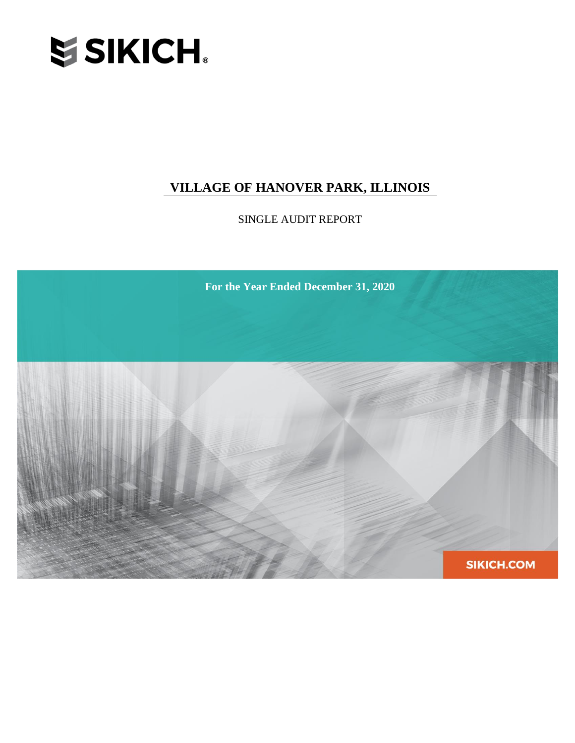SIKICH.

# VILLAGE OF HANOVER PARK, ILLINOIS

SINGLE AUDIT REPORT

**For the Year Ended December 31, 2020**

SIKICH.COM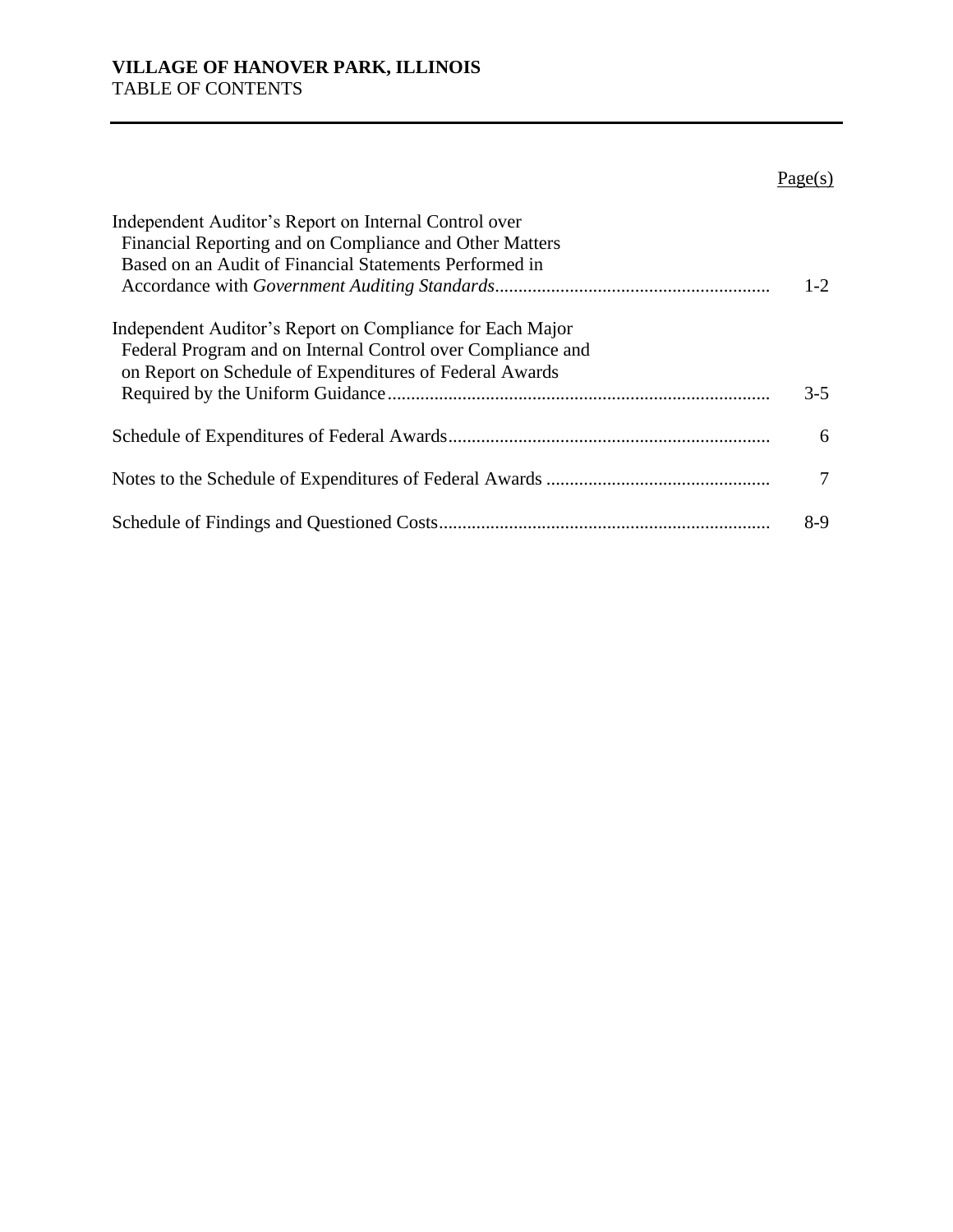**VILLAGE OF HANOVER PARK, ILLINOIS**
TABLE OF CONTENTS

| | Page(s) |
|---|---|
| Independent Auditor's Report on Internal Control over Financial Reporting and on Compliance and Other Matters Based on an Audit of Financial Statements Performed in Accordance with *Government Auditing Standards* | 1-2 |
| Independent Auditor's Report on Compliance for Each Major Federal Program and on Internal Control over Compliance and on Report on Schedule of Expenditures of Federal Awards Required by the Uniform Guidance | 3-5 |
| Schedule of Expenditures of Federal Awards | 6 |
| Notes to the Schedule of Expenditures of Federal Awards | 7 |
| Schedule of Findings and Questioned Costs | 8-9 |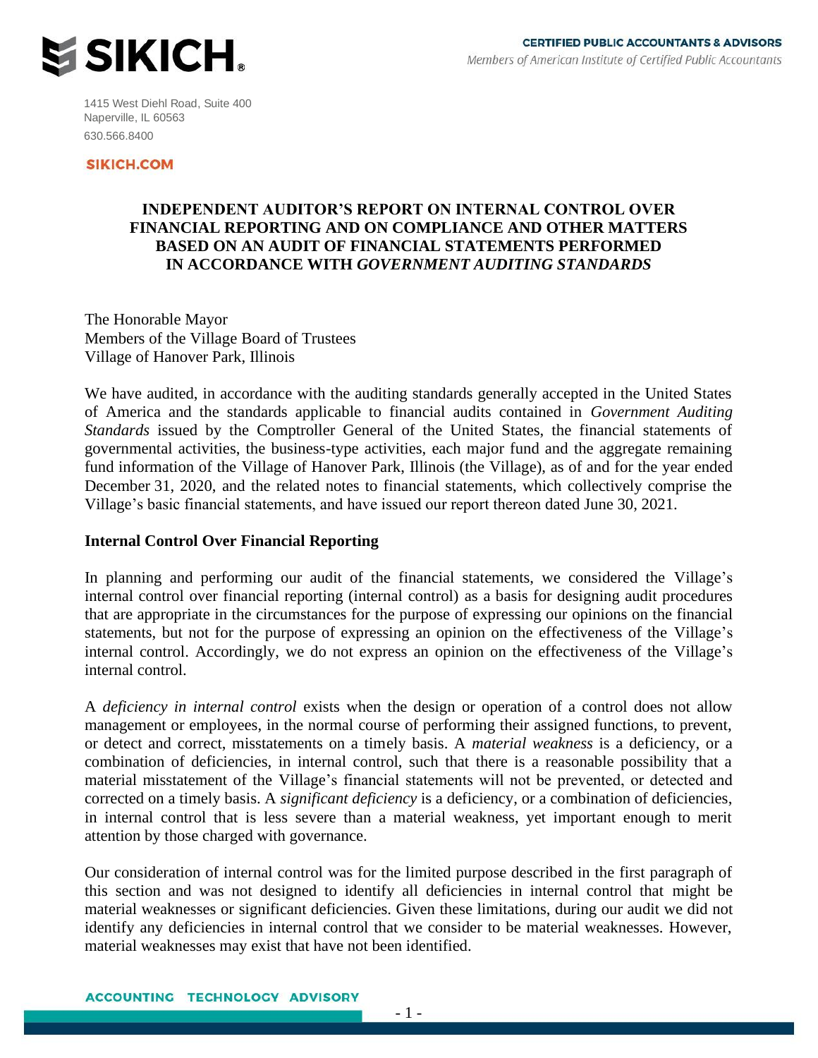SIKICH.

CERTIFIED PUBLIC ACCOUNTANTS & ADVISORS

Members of American Institute of Certified Public Accountants

1415 West Diehl Road, Suite 400
Naperville, IL 60563
630.566.8400

SIKICH.COM

# INDEPENDENT AUDITOR'S REPORT ON INTERNAL CONTROL OVER FINANCIAL REPORTING AND ON COMPLIANCE AND OTHER MATTERS BASED ON AN AUDIT OF FINANCIAL STATEMENTS PERFORMED IN ACCORDANCE WITH *GOVERNMENT AUDITING STANDARDS*

The Honorable Mayor
Members of the Village Board of Trustees
Village of Hanover Park, Illinois

We have audited, in accordance with the auditing standards generally accepted in the United States of America and the standards applicable to financial audits contained in *Government Auditing Standards* issued by the Comptroller General of the United States, the financial statements of governmental activities, the business-type activities, each major fund and the aggregate remaining fund information of the Village of Hanover Park, Illinois (the Village), as of and for the year ended December 31, 2020, and the related notes to financial statements, which collectively comprise the Village's basic financial statements, and have issued our report thereon dated June 30, 2021.

## Internal Control Over Financial Reporting

In planning and performing our audit of the financial statements, we considered the Village's internal control over financial reporting (internal control) as a basis for designing audit procedures that are appropriate in the circumstances for the purpose of expressing our opinions on the financial statements, but not for the purpose of expressing an opinion on the effectiveness of the Village's internal control. Accordingly, we do not express an opinion on the effectiveness of the Village's internal control.

A *deficiency in internal control* exists when the design or operation of a control does not allow management or employees, in the normal course of performing their assigned functions, to prevent, or detect and correct, misstatements on a timely basis. A *material weakness* is a deficiency, or a combination of deficiencies, in internal control, such that there is a reasonable possibility that a material misstatement of the Village's financial statements will not be prevented, or detected and corrected on a timely basis. A *significant deficiency* is a deficiency, or a combination of deficiencies, in internal control that is less severe than a material weakness, yet important enough to merit attention by those charged with governance.

Our consideration of internal control was for the limited purpose described in the first paragraph of this section and was not designed to identify all deficiencies in internal control that might be material weaknesses or significant deficiencies. Given these limitations, during our audit we did not identify any deficiencies in internal control that we consider to be material weaknesses. However, material weaknesses may exist that have not been identified.

ACCOUNTING TECHNOLOGY ADVISORY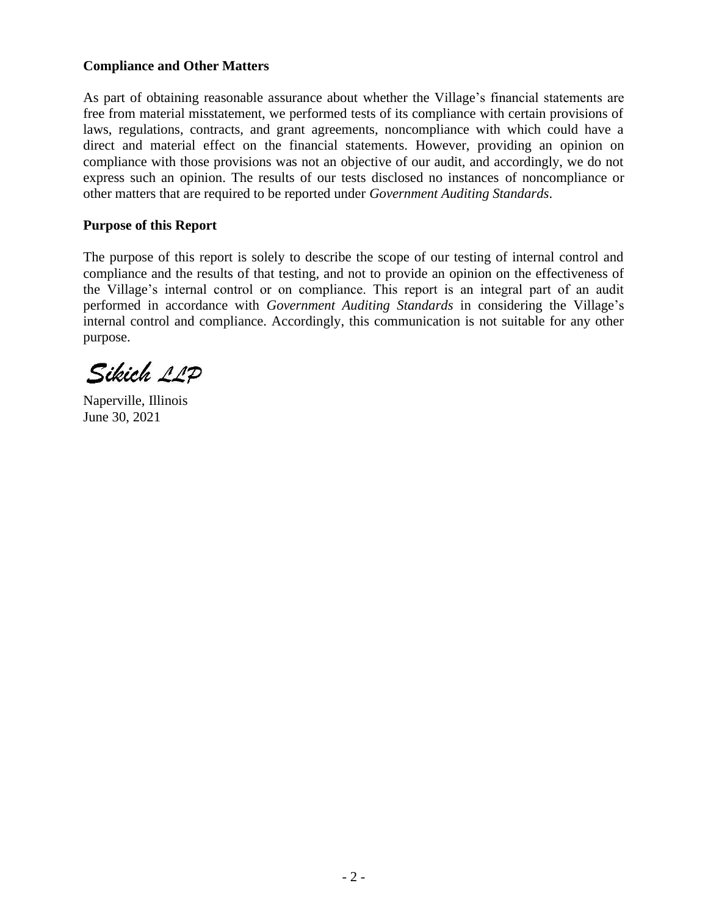**Compliance and Other Matters**

As part of obtaining reasonable assurance about whether the Village's financial statements are free from material misstatement, we performed tests of its compliance with certain provisions of laws, regulations, contracts, and grant agreements, noncompliance with which could have a direct and material effect on the financial statements. However, providing an opinion on compliance with those provisions was not an objective of our audit, and accordingly, we do not express such an opinion. The results of our tests disclosed no instances of noncompliance or other matters that are required to be reported under *Government Auditing Standards*.

**Purpose of this Report**

The purpose of this report is solely to describe the scope of our testing of internal control and compliance and the results of that testing, and not to provide an opinion on the effectiveness of the Village's internal control or on compliance. This report is an integral part of an audit performed in accordance with *Government Auditing Standards* in considering the Village's internal control and compliance. Accordingly, this communication is not suitable for any other purpose.

*Sikich LLP*

Naperville, Illinois
June 30, 2021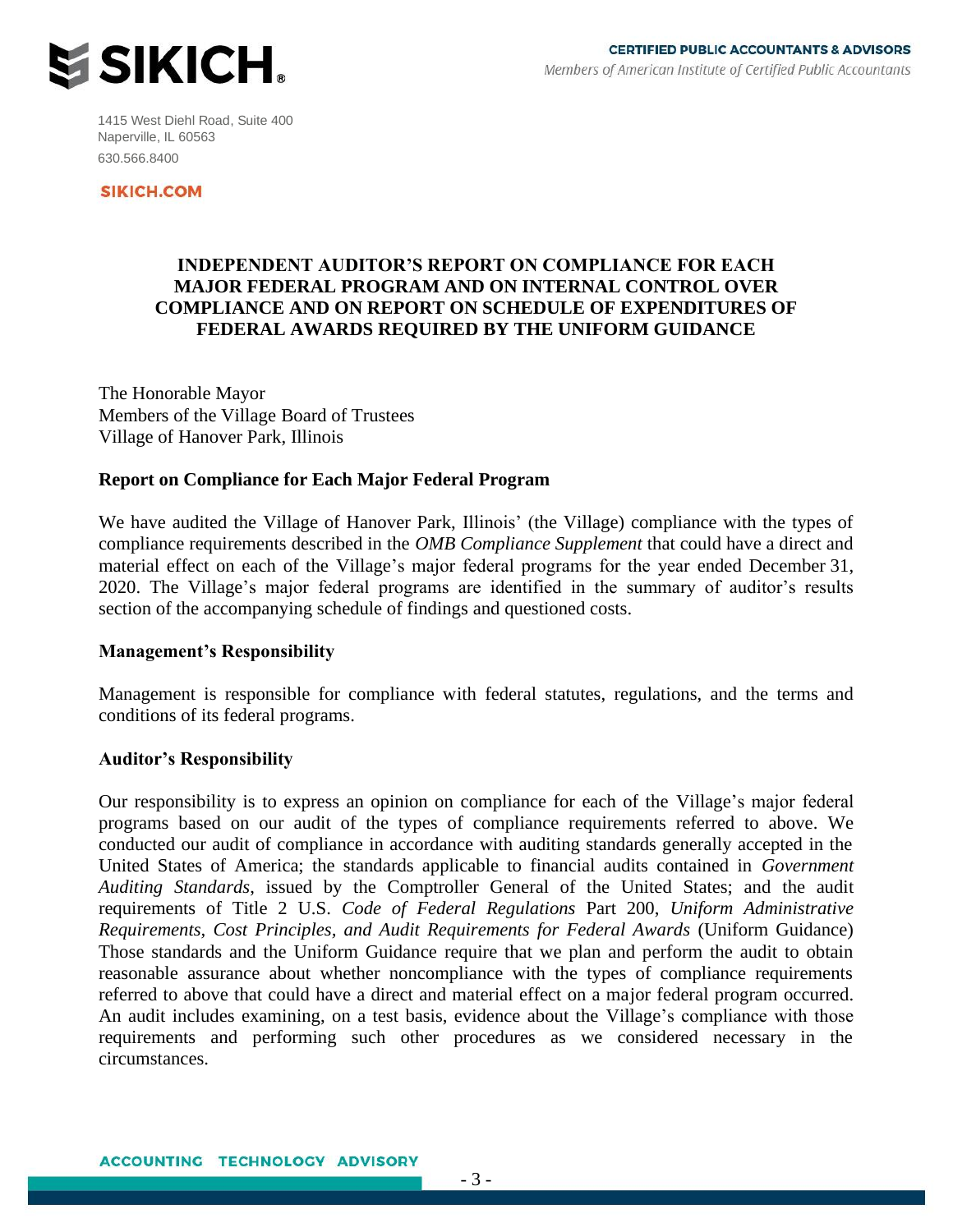SIKICH.

CERTIFIED PUBLIC ACCOUNTANTS & ADVISORS
*Members of American Institute of Certified Public Accountants*

1415 West Diehl Road, Suite 400
Naperville, IL 60563
630.566.8400

SIKICH.COM

# INDEPENDENT AUDITOR'S REPORT ON COMPLIANCE FOR EACH MAJOR FEDERAL PROGRAM AND ON INTERNAL CONTROL OVER COMPLIANCE AND ON REPORT ON SCHEDULE OF EXPENDITURES OF FEDERAL AWARDS REQUIRED BY THE UNIFORM GUIDANCE

The Honorable Mayor
Members of the Village Board of Trustees
Village of Hanover Park, Illinois

## Report on Compliance for Each Major Federal Program

We have audited the Village of Hanover Park, Illinois' (the Village) compliance with the types of compliance requirements described in the *OMB Compliance Supplement* that could have a direct and material effect on each of the Village's major federal programs for the year ended December 31, 2020. The Village's major federal programs are identified in the summary of auditor's results section of the accompanying schedule of findings and questioned costs.

## Management's Responsibility

Management is responsible for compliance with federal statutes, regulations, and the terms and conditions of its federal programs.

## Auditor's Responsibility

Our responsibility is to express an opinion on compliance for each of the Village's major federal programs based on our audit of the types of compliance requirements referred to above. We conducted our audit of compliance in accordance with auditing standards generally accepted in the United States of America; the standards applicable to financial audits contained in *Government Auditing Standards*, issued by the Comptroller General of the United States; and the audit requirements of Title 2 U.S. *Code of Federal Regulations* Part 200, *Uniform Administrative Requirements, Cost Principles, and Audit Requirements for Federal Awards* (Uniform Guidance) Those standards and the Uniform Guidance require that we plan and perform the audit to obtain reasonable assurance about whether noncompliance with the types of compliance requirements referred to above that could have a direct and material effect on a major federal program occurred. An audit includes examining, on a test basis, evidence about the Village's compliance with those requirements and performing such other procedures as we considered necessary in the circumstances.

ACCOUNTING TECHNOLOGY ADVISORY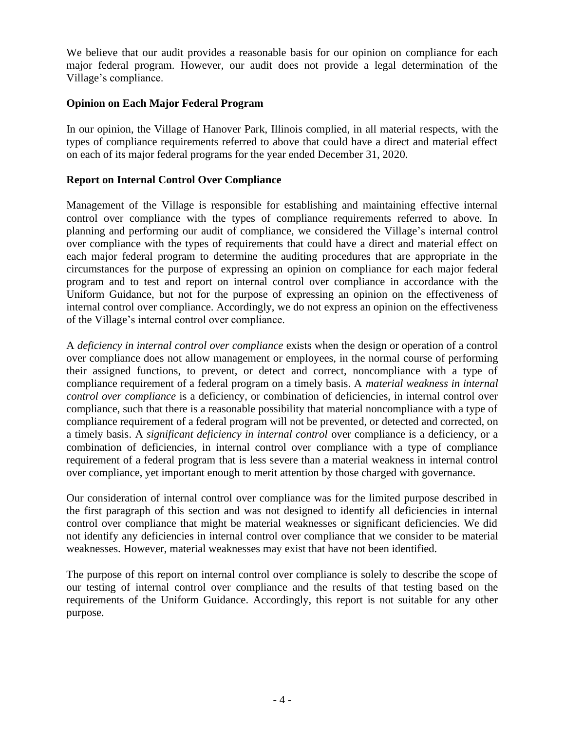We believe that our audit provides a reasonable basis for our opinion on compliance for each major federal program. However, our audit does not provide a legal determination of the Village's compliance.

**Opinion on Each Major Federal Program**

In our opinion, the Village of Hanover Park, Illinois complied, in all material respects, with the types of compliance requirements referred to above that could have a direct and material effect on each of its major federal programs for the year ended December 31, 2020.

**Report on Internal Control Over Compliance**

Management of the Village is responsible for establishing and maintaining effective internal control over compliance with the types of compliance requirements referred to above. In planning and performing our audit of compliance, we considered the Village's internal control over compliance with the types of requirements that could have a direct and material effect on each major federal program to determine the auditing procedures that are appropriate in the circumstances for the purpose of expressing an opinion on compliance for each major federal program and to test and report on internal control over compliance in accordance with the Uniform Guidance, but not for the purpose of expressing an opinion on the effectiveness of internal control over compliance. Accordingly, we do not express an opinion on the effectiveness of the Village's internal control over compliance.

A *deficiency in internal control over compliance* exists when the design or operation of a control over compliance does not allow management or employees, in the normal course of performing their assigned functions, to prevent, or detect and correct, noncompliance with a type of compliance requirement of a federal program on a timely basis. A *material weakness in internal control over compliance* is a deficiency, or combination of deficiencies, in internal control over compliance, such that there is a reasonable possibility that material noncompliance with a type of compliance requirement of a federal program will not be prevented, or detected and corrected, on a timely basis. A *significant deficiency in internal control* over compliance is a deficiency, or a combination of deficiencies, in internal control over compliance with a type of compliance requirement of a federal program that is less severe than a material weakness in internal control over compliance, yet important enough to merit attention by those charged with governance.

Our consideration of internal control over compliance was for the limited purpose described in the first paragraph of this section and was not designed to identify all deficiencies in internal control over compliance that might be material weaknesses or significant deficiencies. We did not identify any deficiencies in internal control over compliance that we consider to be material weaknesses. However, material weaknesses may exist that have not been identified.

The purpose of this report on internal control over compliance is solely to describe the scope of our testing of internal control over compliance and the results of that testing based on the requirements of the Uniform Guidance. Accordingly, this report is not suitable for any other purpose.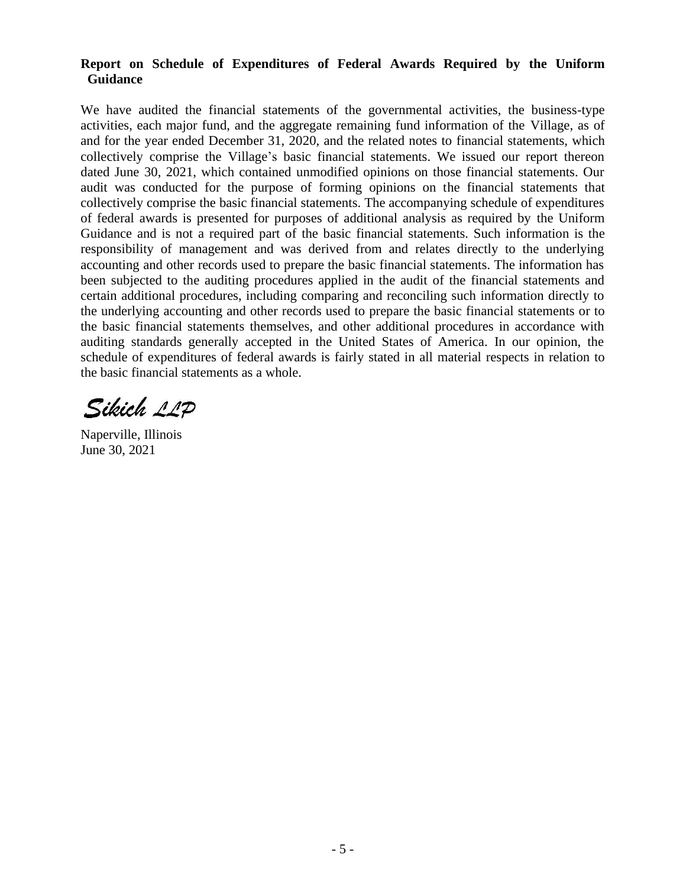**Report on Schedule of Expenditures of Federal Awards Required by the Uniform Guidance**

We have audited the financial statements of the governmental activities, the business-type activities, each major fund, and the aggregate remaining fund information of the Village, as of and for the year ended December 31, 2020, and the related notes to financial statements, which collectively comprise the Village's basic financial statements. We issued our report thereon dated June 30, 2021, which contained unmodified opinions on those financial statements. Our audit was conducted for the purpose of forming opinions on the financial statements that collectively comprise the basic financial statements. The accompanying schedule of expenditures of federal awards is presented for purposes of additional analysis as required by the Uniform Guidance and is not a required part of the basic financial statements. Such information is the responsibility of management and was derived from and relates directly to the underlying accounting and other records used to prepare the basic financial statements. The information has been subjected to the auditing procedures applied in the audit of the financial statements and certain additional procedures, including comparing and reconciling such information directly to the underlying accounting and other records used to prepare the basic financial statements or to the basic financial statements themselves, and other additional procedures in accordance with auditing standards generally accepted in the United States of America. In our opinion, the schedule of expenditures of federal awards is fairly stated in all material respects in relation to the basic financial statements as a whole.

*Sikich LLP*

Naperville, Illinois
June 30, 2021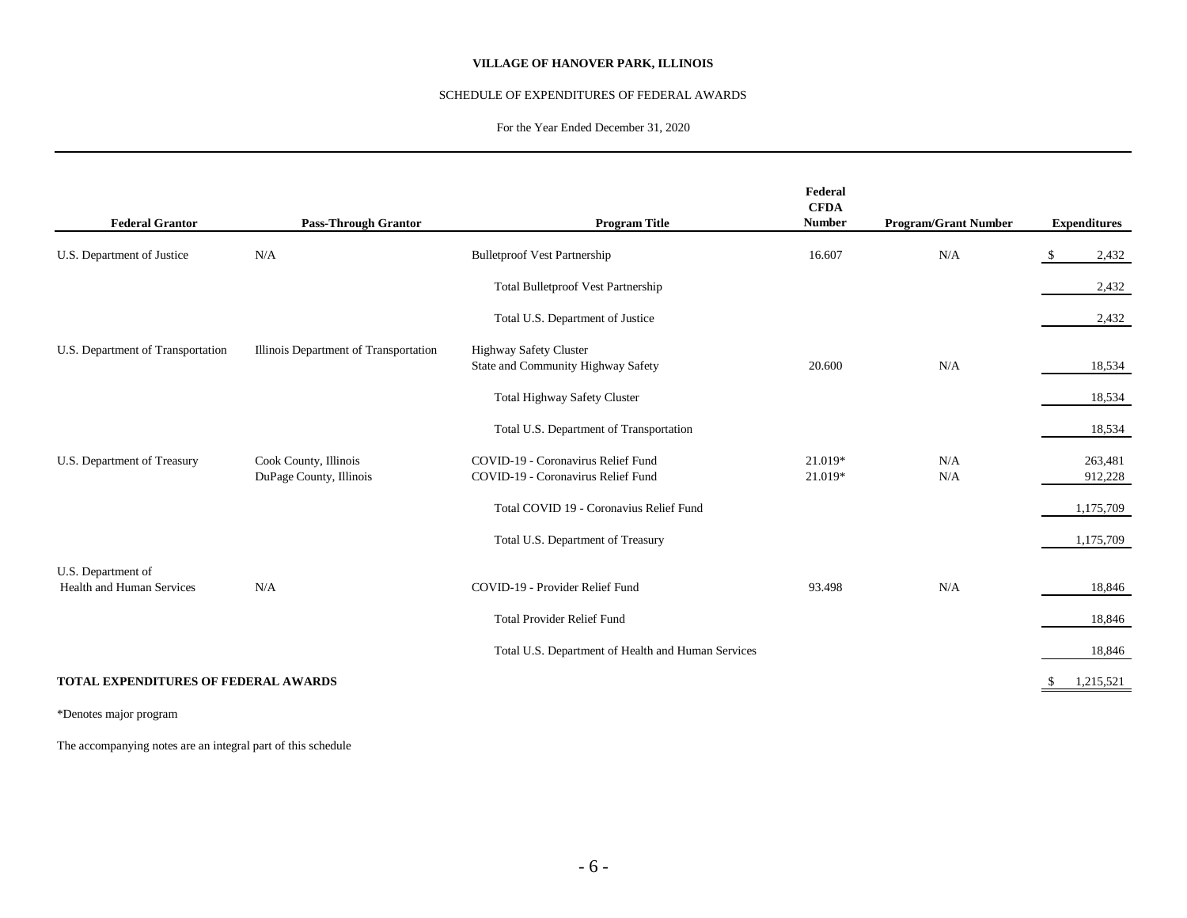**VILLAGE OF HANOVER PARK, ILLINOIS**

SCHEDULE OF EXPENDITURES OF FEDERAL AWARDS

For the Year Ended December 31, 2020

| Federal Grantor | Pass-Through Grantor | Program Title | Federal CFDA Number | Program/Grant Number | Expenditures |
|---|---|---|---|---|---|
| U.S. Department of Justice | N/A | Bulletproof Vest Partnership | 16.607 | N/A | $ 2,432 |
| | | Total Bulletproof Vest Partnership | | | 2,432 |
| | | Total U.S. Department of Justice | | | 2,432 |
| U.S. Department of Transportation | Illinois Department of Transportation | Highway Safety Cluster | | | |
| | | State and Community Highway Safety | 20.600 | N/A | 18,534 |
| | | Total Highway Safety Cluster | | | 18,534 |
| | | Total U.S. Department of Transportation | | | 18,534 |
| U.S. Department of Treasury | Cook County, Illinois | COVID-19 - Coronavirus Relief Fund | 21.019* | N/A | 263,481 |
| | DuPage County, Illinois | COVID-19 - Coronavirus Relief Fund | 21.019* | N/A | 912,228 |
| | | Total COVID 19 - Coronavius Relief Fund | | | 1,175,709 |
| | | Total U.S. Department of Treasury | | | 1,175,709 |
| U.S. Department of Health and Human Services | N/A | COVID-19 - Provider Relief Fund | 93.498 | N/A | 18,846 |
| | | Total Provider Relief Fund | | | 18,846 |
| | | Total U.S. Department of Health and Human Services | | | 18,846 |
| **TOTAL EXPENDITURES OF FEDERAL AWARDS** | | | | | $ 1,215,521 |

*Denotes major program

The accompanying notes are an integral part of this schedule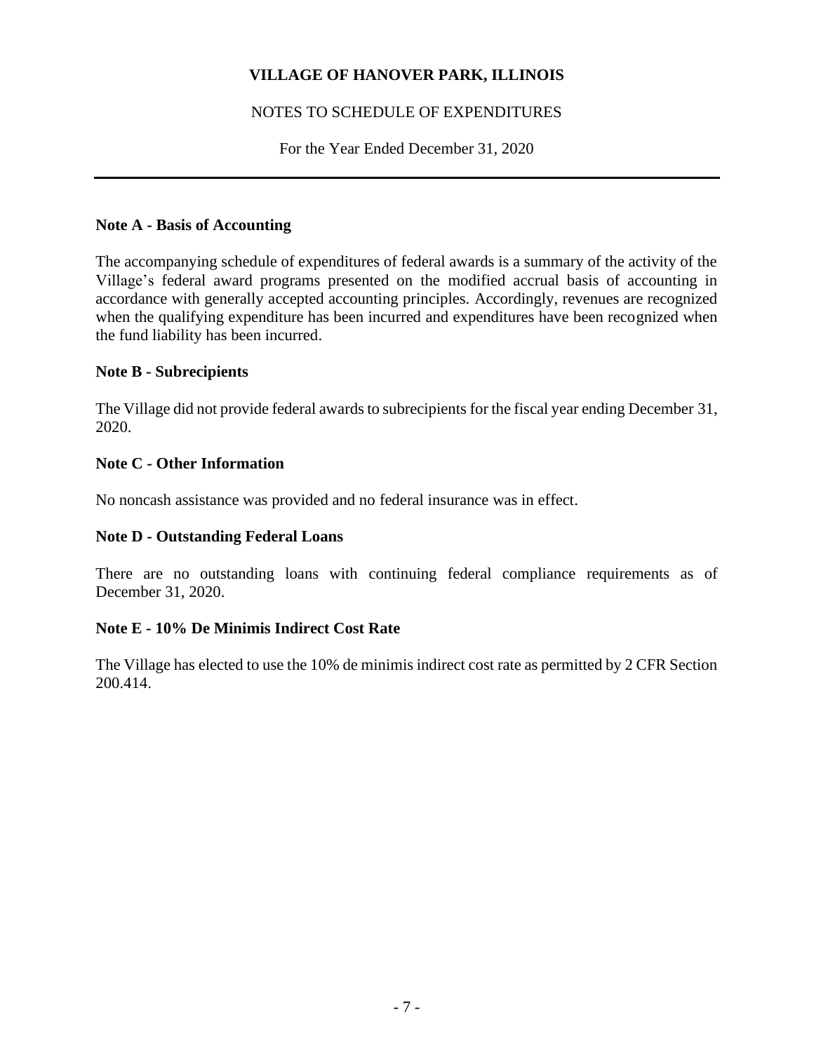# VILLAGE OF HANOVER PARK, ILLINOIS

NOTES TO SCHEDULE OF EXPENDITURES

For the Year Ended December 31, 2020

---

## Note A - Basis of Accounting

The accompanying schedule of expenditures of federal awards is a summary of the activity of the Village's federal award programs presented on the modified accrual basis of accounting in accordance with generally accepted accounting principles. Accordingly, revenues are recognized when the qualifying expenditure has been incurred and expenditures have been recognized when the fund liability has been incurred.

## Note B - Subrecipients

The Village did not provide federal awards to subrecipients for the fiscal year ending December 31, 2020.

## Note C - Other Information

No noncash assistance was provided and no federal insurance was in effect.

## Note D - Outstanding Federal Loans

There are no outstanding loans with continuing federal compliance requirements as of December 31, 2020.

## Note E - 10% De Minimis Indirect Cost Rate

The Village has elected to use the 10% de minimis indirect cost rate as permitted by 2 CFR Section 200.414.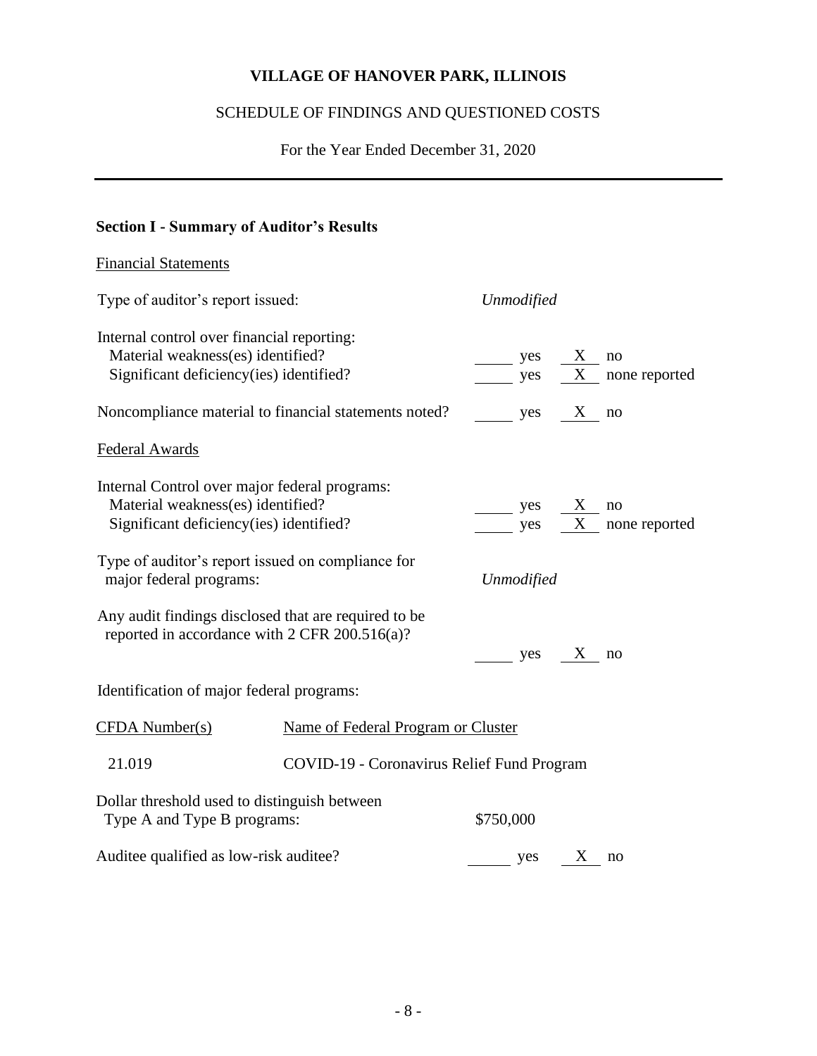# VILLAGE OF HANOVER PARK, ILLINOIS

## SCHEDULE OF FINDINGS AND QUESTIONED COSTS

For the Year Ended December 31, 2020

### Section I - Summary of Auditor's Results

Financial Statements

| | |
|---|---|
| Type of auditor's report issued: | *Unmodified* |
| Internal control over financial reporting: | |
| Material weakness(es) identified? | ____ yes  X  no |
| Significant deficiency(ies) identified? | ____ yes  X  none reported |
| Noncompliance material to financial statements noted? | ____ yes  X  no |

Federal Awards

| | |
|---|---|
| Internal Control over major federal programs: | |
| Material weakness(es) identified? | ____ yes  X  no |
| Significant deficiency(ies) identified? | ____ yes  X  none reported |
| Type of auditor's report issued on compliance for major federal programs: | *Unmodified* |
| Any audit findings disclosed that are required to be reported in accordance with 2 CFR 200.516(a)? | ____ yes  X  no |

Identification of major federal programs:

| CFDA Number(s) | Name of Federal Program or Cluster |
|---|---|
| 21.019 | COVID-19 - Coronavirus Relief Fund Program |

| | |
|---|---|
| Dollar threshold used to distinguish between Type A and Type B programs: | $750,000 |
| Auditee qualified as low-risk auditee? | ____ yes  X  no |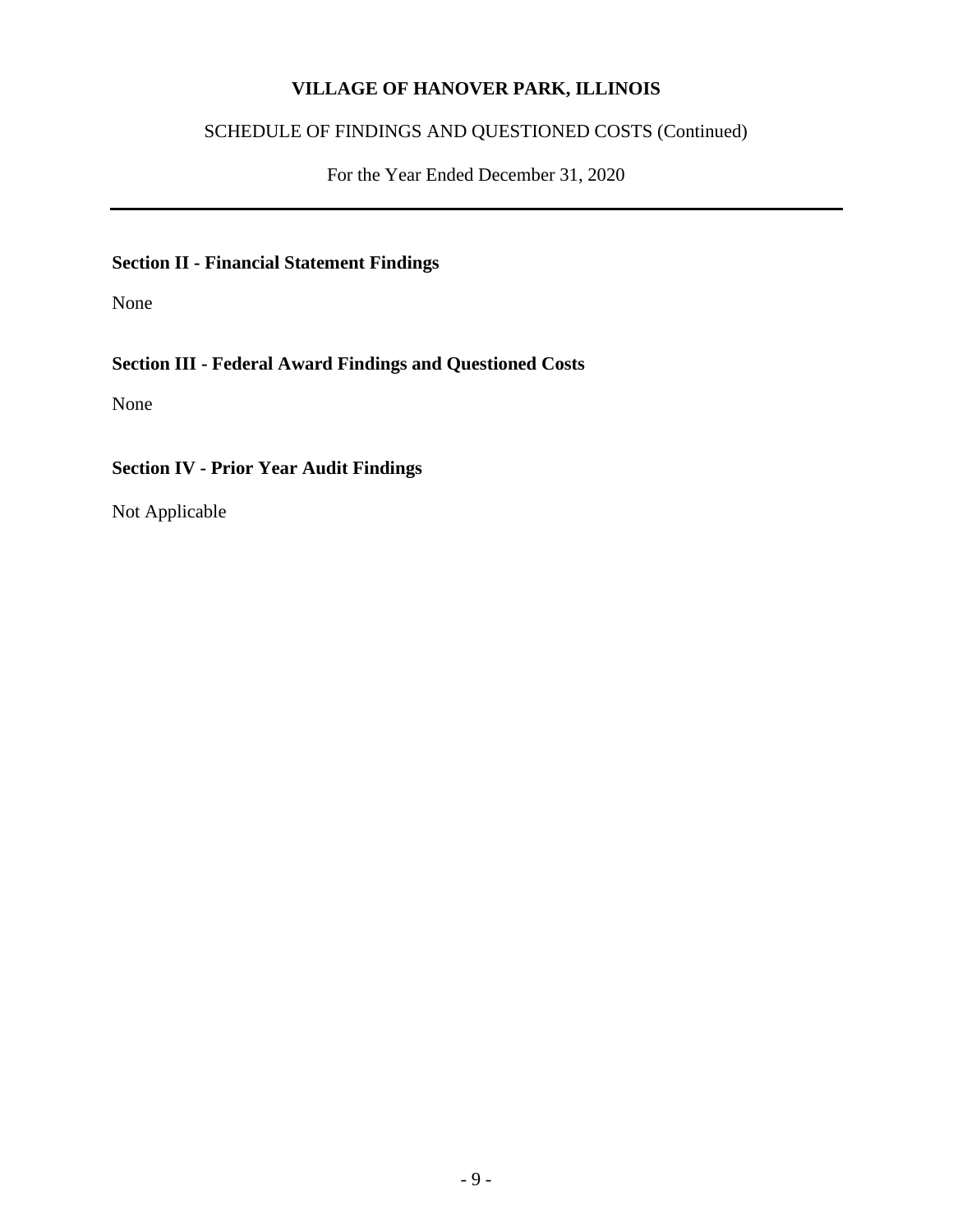# VILLAGE OF HANOVER PARK, ILLINOIS

SCHEDULE OF FINDINGS AND QUESTIONED COSTS (Continued)

For the Year Ended December 31, 2020

---

## Section II - Financial Statement Findings

None

## Section III - Federal Award Findings and Questioned Costs

None

## Section IV - Prior Year Audit Findings

Not Applicable